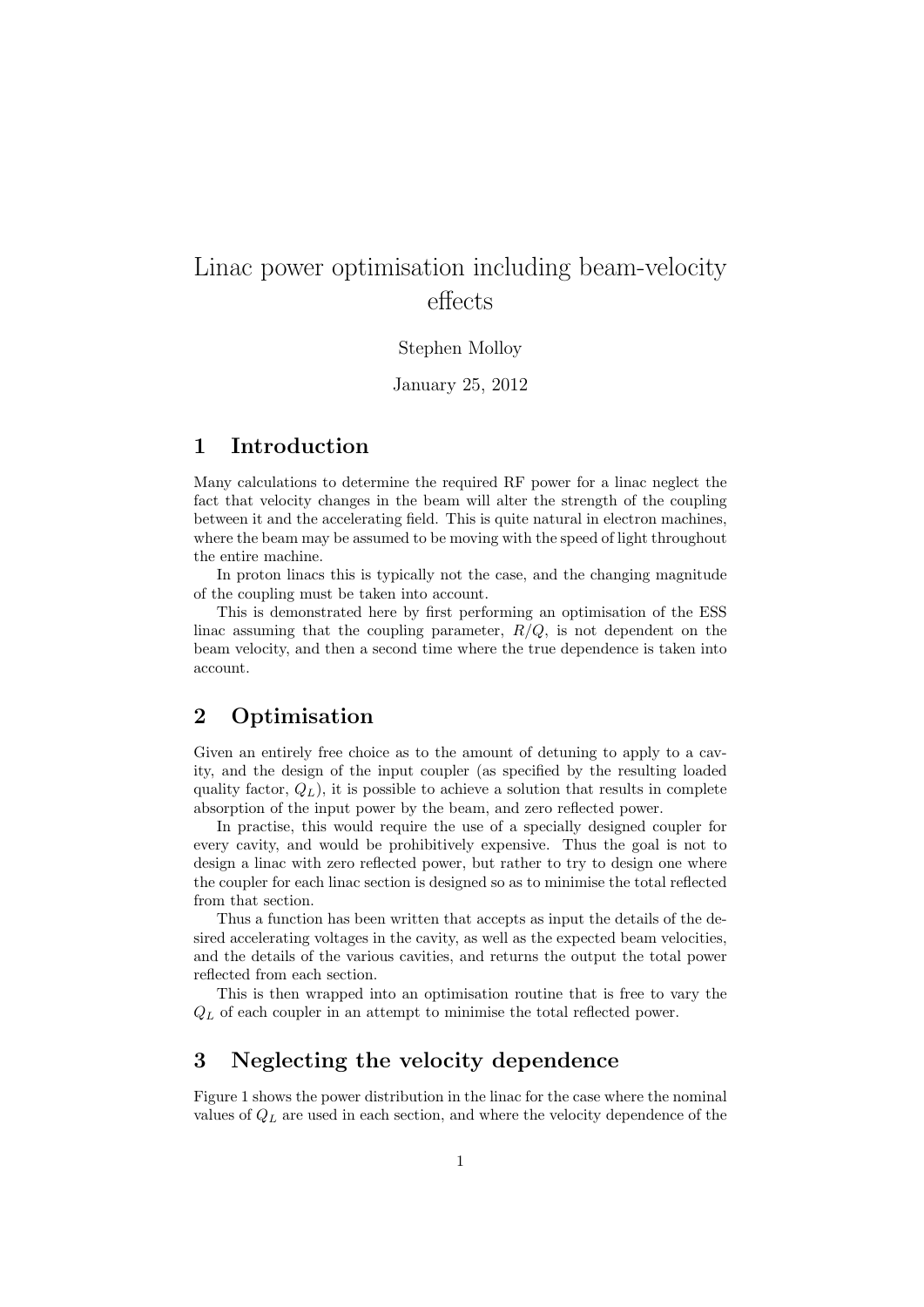# Linac power optimisation including beam-velocity effects

Stephen Molloy

January 25, 2012

## 1 Introduction

Many calculations to determine the required RF power for a linac neglect the fact that velocity changes in the beam will alter the strength of the coupling between it and the accelerating field. This is quite natural in electron machines, where the beam may be assumed to be moving with the speed of light throughout the entire machine.

In proton linacs this is typically not the case, and the changing magnitude of the coupling must be taken into account.

This is demonstrated here by first performing an optimisation of the ESS linac assuming that the coupling parameter, $R/Q$, is not dependent on the beam velocity, and then a second time where the true dependence is taken into account.

## 2 Optimisation

Given an entirely free choice as to the amount of detuning to apply to a cavity, and the design of the input coupler (as specified by the resulting loaded quality factor, $Q_L$), it is possible to achieve a solution that results in complete absorption of the input power by the beam, and zero reflected power.

In practise, this would require the use of a specially designed coupler for every cavity, and would be prohibitively expensive. Thus the goal is not to design a linac with zero reflected power, but rather to try to design one where the coupler for each linac section is designed so as to minimise the total reflected from that section.

Thus a function has been written that accepts as input the details of the desired accelerating voltages in the cavity, as well as the expected beam velocities, and the details of the various cavities, and returns the output the total power reflected from each section.

This is then wrapped into an optimisation routine that is free to vary the $Q_L$ of each coupler in an attempt to minimise the total reflected power.

## 3 Neglecting the velocity dependence

Figure 1 shows the power distribution in the linac for the case where the nominal values of $Q_L$ are used in each section, and where the velocity dependence of the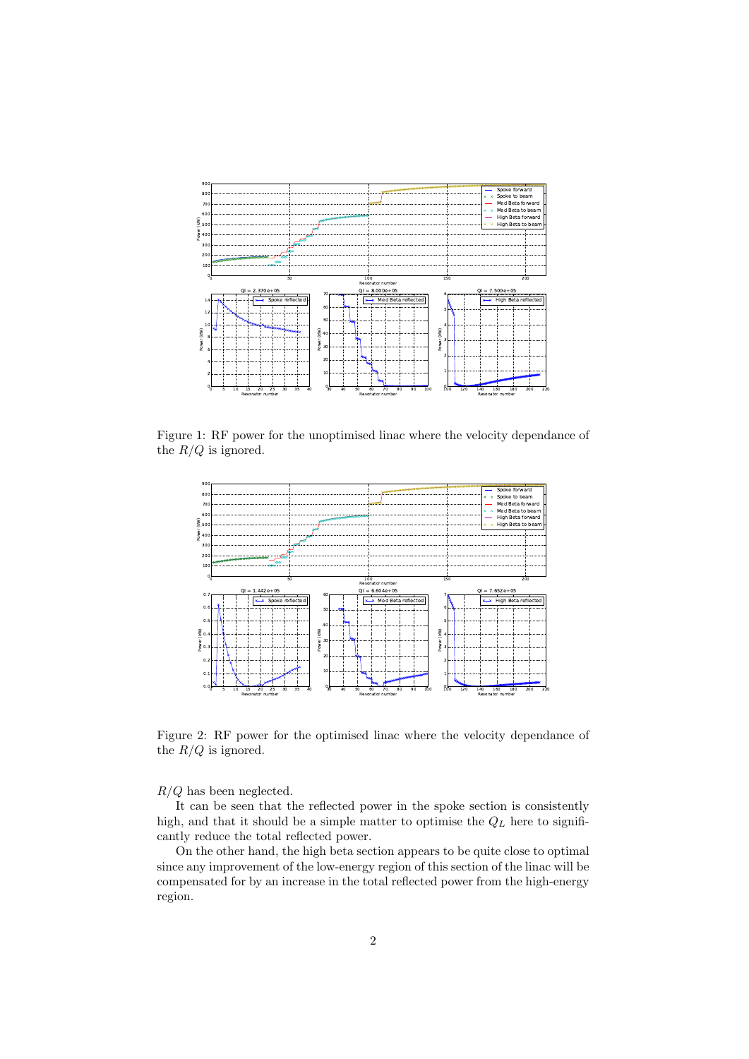Figure 1: RF power for the unoptimised linac where the velocity dependance of the $R/Q$ is ignored.

Figure 2: RF power for the optimised linac where the velocity dependance of the $R/Q$ is ignored.

$R/Q$ has been neglected.

It can be seen that the reflected power in the spoke section is consistently high, and that it should be a simple matter to optimise the $Q_L$ here to significantly reduce the total reflected power.

On the other hand, the high beta section appears to be quite close to optimal since any improvement of the low-energy region of this section of the linac will be compensated for by an increase in the total reflected power from the high-energy region.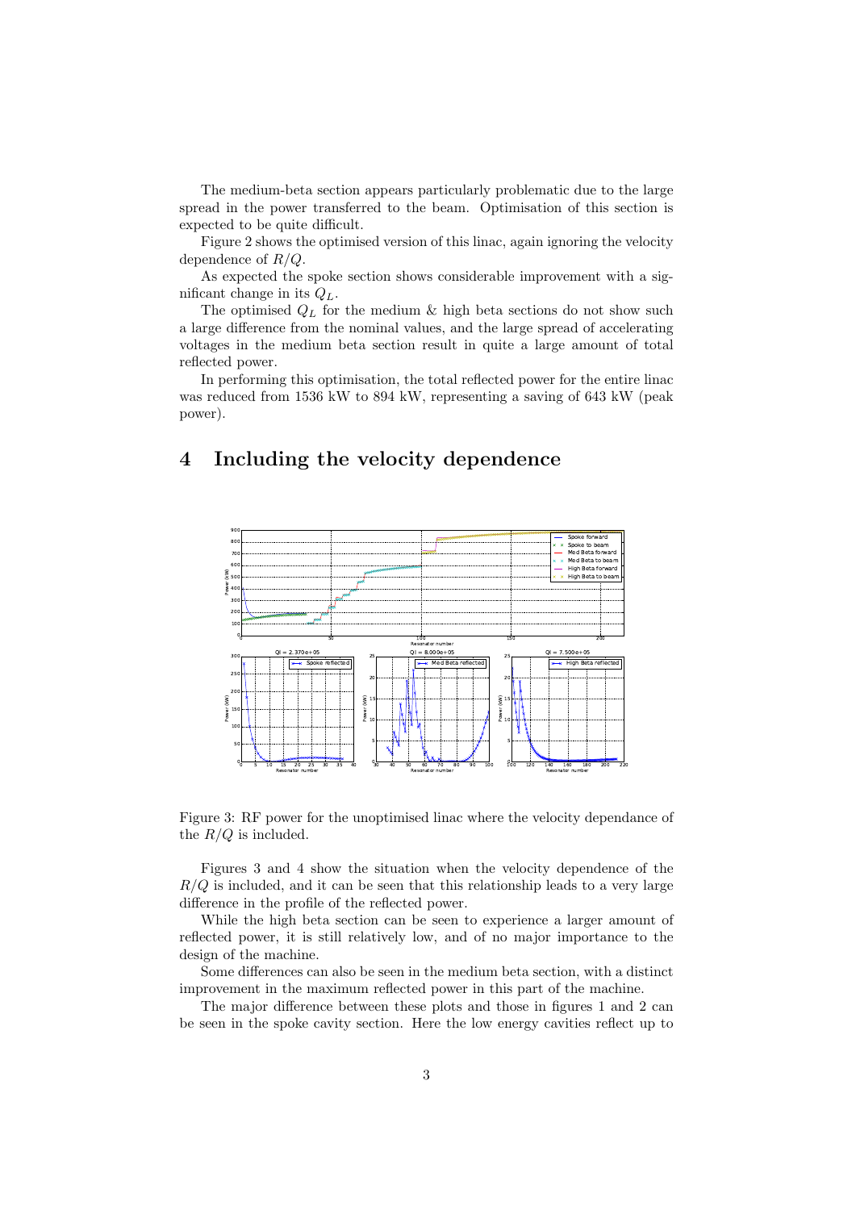The medium-beta section appears particularly problematic due to the large spread in the power transferred to the beam. Optimisation of this section is expected to be quite difficult.

Figure 2 shows the optimised version of this linac, again ignoring the velocity dependence of $R/Q$.

As expected the spoke section shows considerable improvement with a significant change in its $Q_L$.

The optimised $Q_L$ for the medium & high beta sections do not show such a large difference from the nominal values, and the large spread of accelerating voltages in the medium beta section result in quite a large amount of total reflected power.

In performing this optimisation, the total reflected power for the entire linac was reduced from 1536 kW to 894 kW, representing a saving of 643 kW (peak power).

# 4 Including the velocity dependence

Figure 3: RF power for the unoptimised linac where the velocity dependance of the $R/Q$ is included.

Figures 3 and 4 show the situation when the velocity dependence of the $R/Q$ is included, and it can be seen that this relationship leads to a very large difference in the profile of the reflected power.

While the high beta section can be seen to experience a larger amount of reflected power, it is still relatively low, and of no major importance to the design of the machine.

Some differences can also be seen in the medium beta section, with a distinct improvement in the maximum reflected power in this part of the machine.

The major difference between these plots and those in figures 1 and 2 can be seen in the spoke cavity section. Here the low energy cavities reflect up to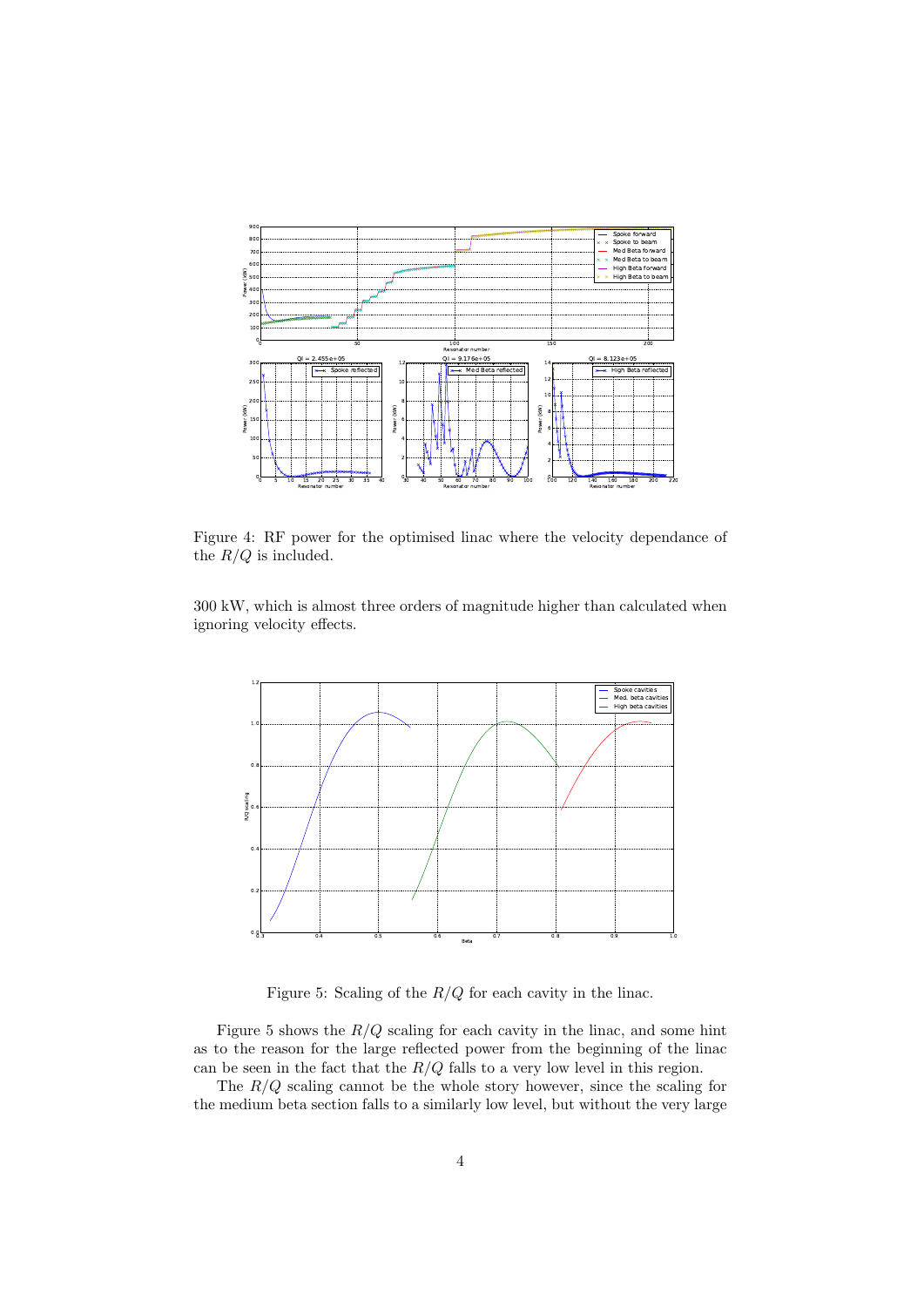Figure 4: RF power for the optimised linac where the velocity dependance of the $R/Q$ is included.

300 kW, which is almost three orders of magnitude higher than calculated when ignoring velocity effects.

Figure 5: Scaling of the $R/Q$ for each cavity in the linac.

Figure 5 shows the $R/Q$ scaling for each cavity in the linac, and some hint as to the reason for the large reflected power from the beginning of the linac can be seen in the fact that the $R/Q$ falls to a very low level in this region.

The $R/Q$ scaling cannot be the whole story however, since the scaling for the medium beta section falls to a similarly low level, but without the very large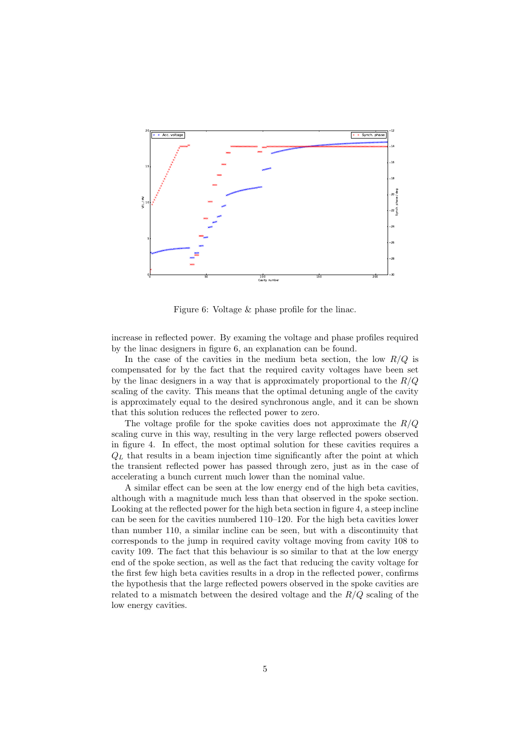Figure 6: Voltage & phase profile for the linac.

increase in reflected power. By examing the voltage and phase profiles required by the linac designers in figure 6, an explanation can be found.

In the case of the cavities in the medium beta section, the low $R/Q$ is compensated for by the fact that the required cavity voltages have been set by the linac designers in a way that is approximately proportional to the $R/Q$ scaling of the cavity. This means that the optimal detuning angle of the cavity is approximately equal to the desired synchronous angle, and it can be shown that this solution reduces the reflected power to zero.

The voltage profile for the spoke cavities does not approximate the $R/Q$ scaling curve in this way, resulting in the very large reflected powers observed in figure 4. In effect, the most optimal solution for these cavities requires a $Q_L$ that results in a beam injection time significantly after the point at which the transient reflected power has passed through zero, just as in the case of accelerating a bunch current much lower than the nominal value.

A similar effect can be seen at the low energy end of the high beta cavities, although with a magnitude much less than that observed in the spoke section. Looking at the reflected power for the high beta section in figure 4, a steep incline can be seen for the cavities numbered 110–120. For the high beta cavities lower than number 110, a similar incline can be seen, but with a discontinuity that corresponds to the jump in required cavity voltage moving from cavity 108 to cavity 109. The fact that this behaviour is so similar to that at the low energy end of the spoke section, as well as the fact that reducing the cavity voltage for the first few high beta cavities results in a drop in the reflected power, confirms the hypothesis that the large reflected powers observed in the spoke cavities are related to a mismatch between the desired voltage and the $R/Q$ scaling of the low energy cavities.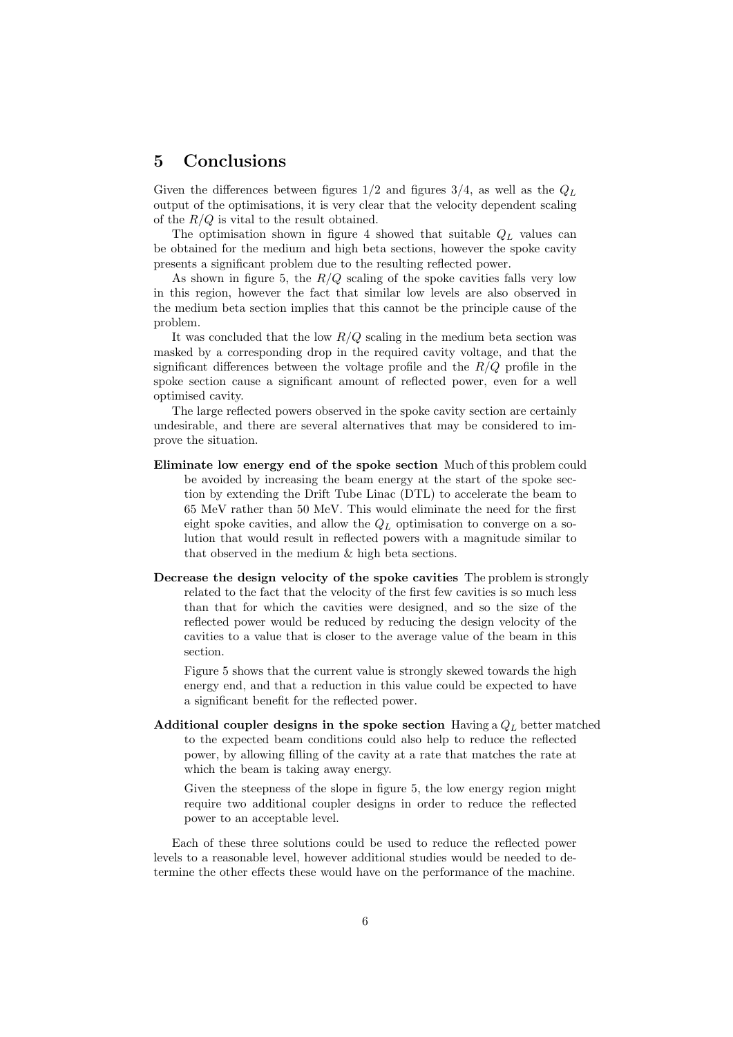## 5 Conclusions

Given the differences between figures 1/2 and figures 3/4, as well as the $Q_L$ output of the optimisations, it is very clear that the velocity dependent scaling of the $R/Q$ is vital to the result obtained.

The optimisation shown in figure 4 showed that suitable $Q_L$ values can be obtained for the medium and high beta sections, however the spoke cavity presents a significant problem due to the resulting reflected power.

As shown in figure 5, the $R/Q$ scaling of the spoke cavities falls very low in this region, however the fact that similar low levels are also observed in the medium beta section implies that this cannot be the principle cause of the problem.

It was concluded that the low $R/Q$ scaling in the medium beta section was masked by a corresponding drop in the required cavity voltage, and that the significant differences between the voltage profile and the $R/Q$ profile in the spoke section cause a significant amount of reflected power, even for a well optimised cavity.

The large reflected powers observed in the spoke cavity section are certainly undesirable, and there are several alternatives that may be considered to improve the situation.

**Eliminate low energy end of the spoke section** Much of this problem could be avoided by increasing the beam energy at the start of the spoke section by extending the Drift Tube Linac (DTL) to accelerate the beam to 65 MeV rather than 50 MeV. This would eliminate the need for the first eight spoke cavities, and allow the $Q_L$ optimisation to converge on a solution that would result in reflected powers with a magnitude similar to that observed in the medium & high beta sections.

**Decrease the design velocity of the spoke cavities** The problem is strongly related to the fact that the velocity of the first few cavities is so much less than that for which the cavities were designed, and so the size of the reflected power would be reduced by reducing the design velocity of the cavities to a value that is closer to the average value of the beam in this section.

Figure 5 shows that the current value is strongly skewed towards the high energy end, and that a reduction in this value could be expected to have a significant benefit for the reflected power.

**Additional coupler designs in the spoke section** Having a $Q_L$ better matched to the expected beam conditions could also help to reduce the reflected power, by allowing filling of the cavity at a rate that matches the rate at which the beam is taking away energy.

Given the steepness of the slope in figure 5, the low energy region might require two additional coupler designs in order to reduce the reflected power to an acceptable level.

Each of these three solutions could be used to reduce the reflected power levels to a reasonable level, however additional studies would be needed to determine the other effects these would have on the performance of the machine.